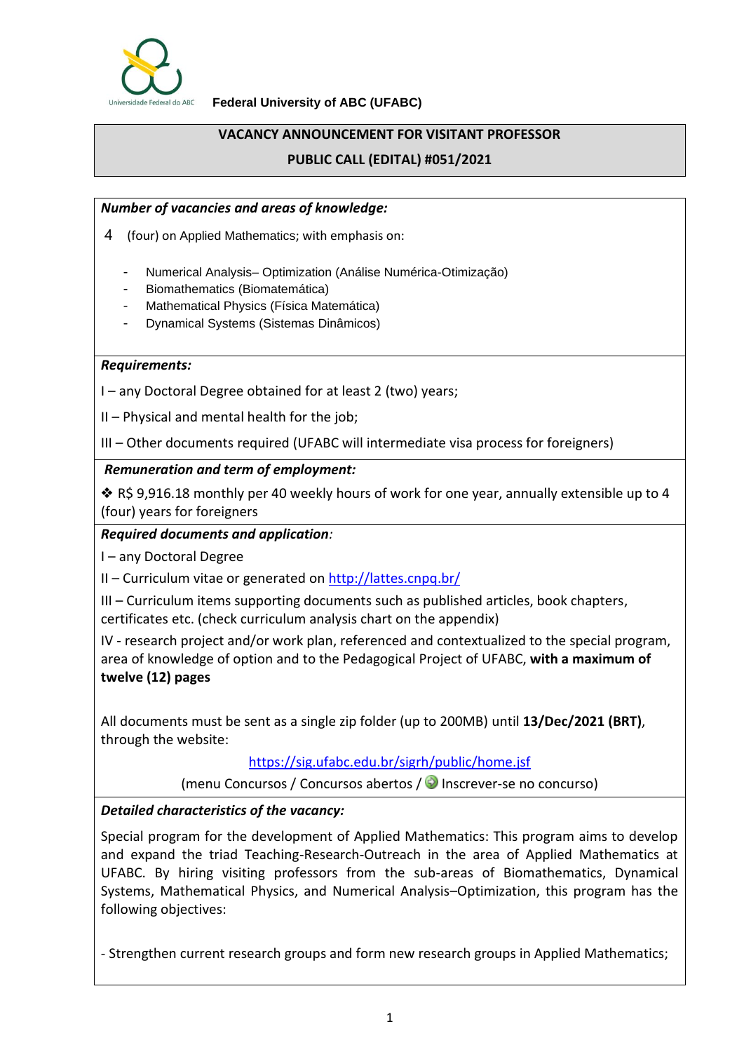Federal University of ABC (UFABC)

# VACANCY ANNOUNCEMENT FOR VISITANT PROFESSOR

## PUBLIC CALL (EDITAL) #051/2021

***Number of vacancies and areas of knowledge:***

4 (four) on Applied Mathematics; with emphasis on:

- Numerical Analysis– Optimization (Análise Numérica-Otimização)
- Biomathematics (Biomatemática)
- Mathematical Physics (Física Matemática)
- Dynamical Systems (Sistemas Dinâmicos)

***Requirements:***

I – any Doctoral Degree obtained for at least 2 (two) years;

II – Physical and mental health for the job;

III – Other documents required (UFABC will intermediate visa process for foreigners)

***Remuneration and term of employment:***

❖ R$ 9,916.18 monthly per 40 weekly hours of work for one year, annually extensible up to 4 (four) years for foreigners

***Required documents and application****:*

I – any Doctoral Degree

II – Curriculum vitae or generated on http://lattes.cnpq.br/

III – Curriculum items supporting documents such as published articles, book chapters, certificates etc. (check curriculum analysis chart on the appendix)

IV - research project and/or work plan, referenced and contextualized to the special program, area of knowledge of option and to the Pedagogical Project of UFABC, **with a maximum of twelve (12) pages**

All documents must be sent as a single zip folder (up to 200MB) until **13/Dec/2021 (BRT)**, through the website:

https://sig.ufabc.edu.br/sigrh/public/home.jsf

(menu Concursos / Concursos abertos / Inscrever-se no concurso)

***Detailed characteristics of the vacancy:***

Special program for the development of Applied Mathematics: This program aims to develop and expand the triad Teaching-Research-Outreach in the area of Applied Mathematics at UFABC. By hiring visiting professors from the sub-areas of Biomathematics, Dynamical Systems, Mathematical Physics, and Numerical Analysis–Optimization, this program has the following objectives:

- Strengthen current research groups and form new research groups in Applied Mathematics;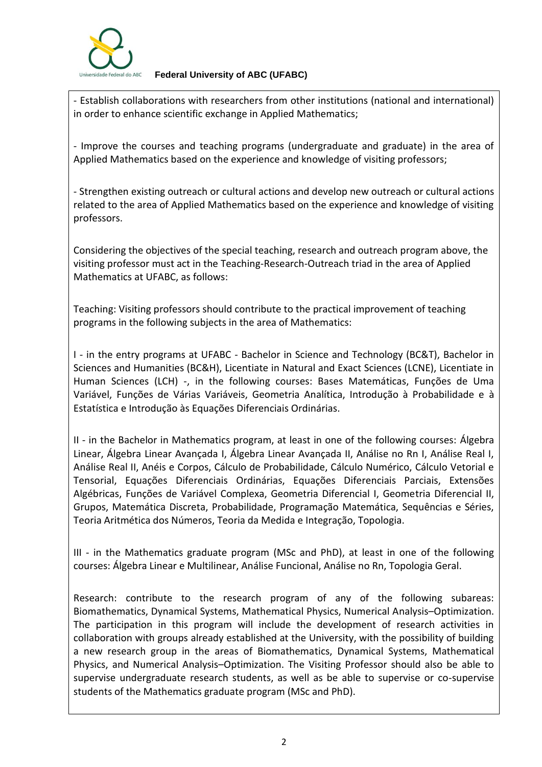- Establish collaborations with researchers from other institutions (national and international) in order to enhance scientific exchange in Applied Mathematics;

- Improve the courses and teaching programs (undergraduate and graduate) in the area of Applied Mathematics based on the experience and knowledge of visiting professors;

- Strengthen existing outreach or cultural actions and develop new outreach or cultural actions related to the area of Applied Mathematics based on the experience and knowledge of visiting professors.

Considering the objectives of the special teaching, research and outreach program above, the visiting professor must act in the Teaching-Research-Outreach triad in the area of Applied Mathematics at UFABC, as follows:

Teaching: Visiting professors should contribute to the practical improvement of teaching programs in the following subjects in the area of Mathematics:

I - in the entry programs at UFABC - Bachelor in Science and Technology (BC&T), Bachelor in Sciences and Humanities (BC&H), Licentiate in Natural and Exact Sciences (LCNE), Licentiate in Human Sciences (LCH) -, in the following courses: Bases Matemáticas, Funções de Uma Variável, Funções de Várias Variáveis, Geometria Analítica, Introdução à Probabilidade e à Estatística e Introdução às Equações Diferenciais Ordinárias.

II - in the Bachelor in Mathematics program, at least in one of the following courses: Álgebra Linear, Álgebra Linear Avançada I, Álgebra Linear Avançada II, Análise no Rn I, Análise Real I, Análise Real II, Anéis e Corpos, Cálculo de Probabilidade, Cálculo Numérico, Cálculo Vetorial e Tensorial, Equações Diferenciais Ordinárias, Equações Diferenciais Parciais, Extensões Algébricas, Funções de Variável Complexa, Geometria Diferencial I, Geometria Diferencial II, Grupos, Matemática Discreta, Probabilidade, Programação Matemática, Sequências e Séries, Teoria Aritmética dos Números, Teoria da Medida e Integração, Topologia.

III - in the Mathematics graduate program (MSc and PhD), at least in one of the following courses: Álgebra Linear e Multilinear, Análise Funcional, Análise no Rn, Topologia Geral.

Research: contribute to the research program of any of the following subareas: Biomathematics, Dynamical Systems, Mathematical Physics, Numerical Analysis–Optimization. The participation in this program will include the development of research activities in collaboration with groups already established at the University, with the possibility of building a new research group in the areas of Biomathematics, Dynamical Systems, Mathematical Physics, and Numerical Analysis–Optimization. The Visiting Professor should also be able to supervise undergraduate research students, as well as be able to supervise or co-supervise students of the Mathematics graduate program (MSc and PhD).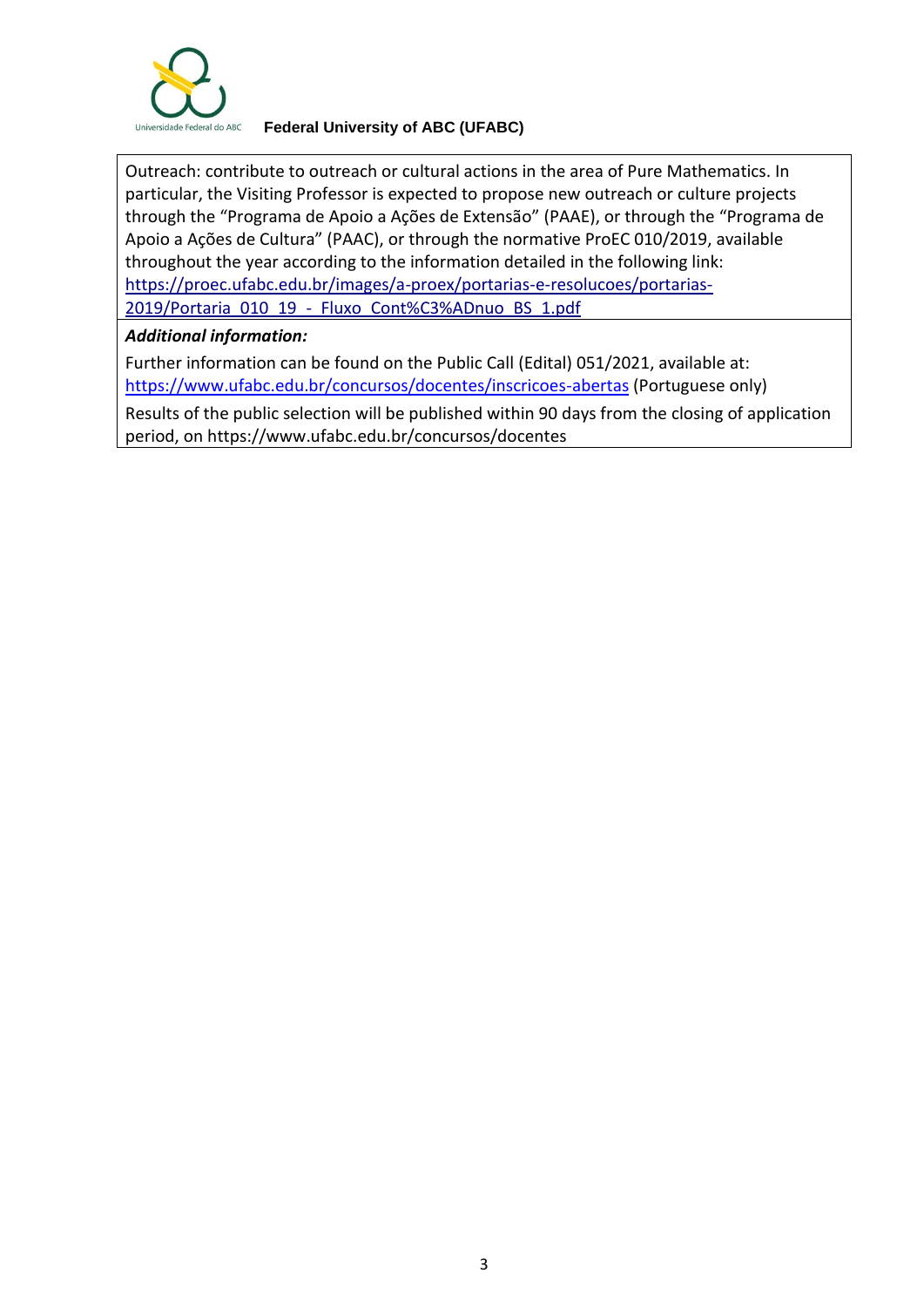Outreach: contribute to outreach or cultural actions in the area of Pure Mathematics. In particular, the Visiting Professor is expected to propose new outreach or culture projects through the "Programa de Apoio a Ações de Extensão" (PAAE), or through the "Programa de Apoio a Ações de Cultura" (PAAC), or through the normative ProEC 010/2019, available throughout the year according to the information detailed in the following link: https://proec.ufabc.edu.br/images/a-proex/portarias-e-resolucoes/portarias-2019/Portaria_010_19_-_Fluxo_Cont%C3%ADnuo_BS_1.pdf

***Additional information:***

Further information can be found on the Public Call (Edital) 051/2021, available at: https://www.ufabc.edu.br/concursos/docentes/inscricoes-abertas (Portuguese only)

Results of the public selection will be published within 90 days from the closing of application period, on https://www.ufabc.edu.br/concursos/docentes